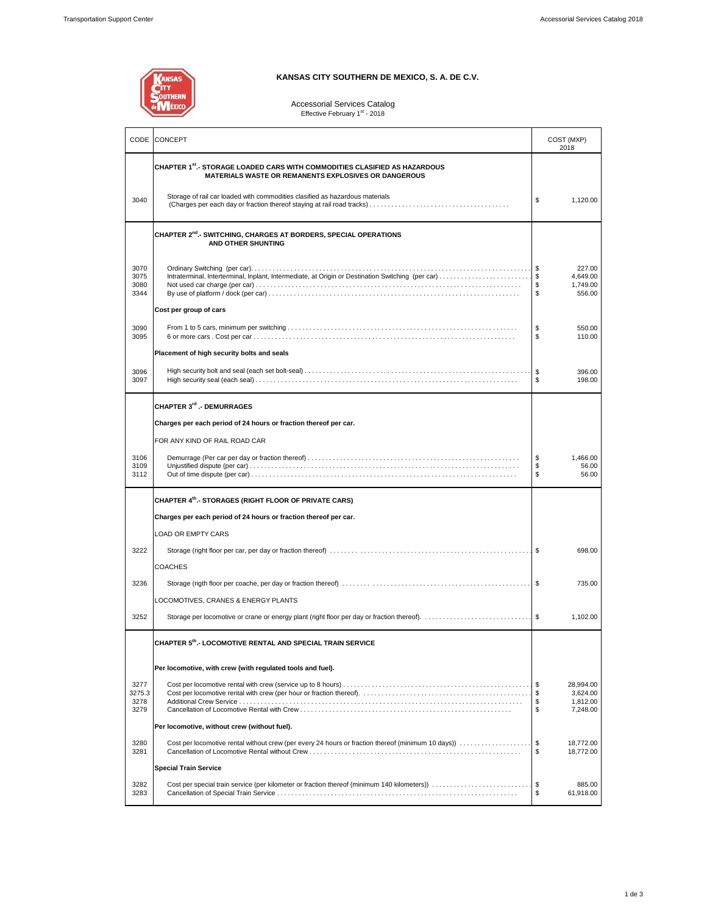# KANSAS CITY SOUTHERN DE MEXICO, S. A. DE C.V.

Accessorial Services Catalog
Effective February 1st - 2018

| CODE | CONCEPT | COST (MXP) 2018 |
|---|---|---|
| | **CHAPTER 1st.- STORAGE LOADED CARS WITH COMMODITIES CLASIFIED AS HAZARDOUS MATERIALS WASTE OR REMANENTS EXPLOSIVES OR DANGEROUS** | |
| 3040 | Storage of rail car loaded with commodities clasified as hazardous materials (Charges per each day or fraction thereof staying at rail road tracks) | $ 1,120.00 |
| | **CHAPTER 2nd.- SWITCHING, CHARGES AT BORDERS, SPECIAL OPERATIONS AND OTHER SHUNTING** | |
| 3070 | Ordinary Switching (per car). | $ 227.00 |
| 3075 | Intraterminal, Interterminal, Inplant, Intermediate, at Origin or Destination Switching (per car) | $ 4,649.00 |
| 3080 | Not used car charge (per car) | $ 1,749.00 |
| 3344 | By use of platform / dock (per car) | $ 556.00 |
| | **Cost per group of cars** | |
| 3090 | From 1 to 5 cars, minimum per switching | $ 550.00 |
| 3095 | 6 or more cars . Cost per car | $ 110.00 |
| | **Placement of high security bolts and seals** | |
| 3096 | High security bolt and seal (each set bolt-seal) | $ 396.00 |
| 3097 | High security seal (each seal) | $ 198.00 |
| | **CHAPTER 3rd .- DEMURRAGES** | |
| | **Charges per each period of 24 hours or fraction thereof per car.** | |
| | FOR ANY KIND OF RAIL ROAD CAR | |
| 3106 | Demurrage (Per car per day or fraction thereof) | $ 1,466.00 |
| 3109 | Unjustified dispute (per car) | $ 56.00 |
| 3112 | Out of time dispute (per car) | $ 56.00 |
| | **CHAPTER 4th.- STORAGES (RIGHT FLOOR OF PRIVATE CARS)** | |
| | **Charges per each period of 24 hours or fraction thereof per car.** | |
| | LOAD OR EMPTY CARS | |
| 3222 | Storage (right floor per car, per day or fraction thereof) | $ 698.00 |
| | COACHES | |
| 3236 | Storage (rigth floor per coache, per day or fraction thereof) | $ 735.00 |
| | LOCOMOTIVES, CRANES & ENERGY PLANTS | |
| 3252 | Storage per locomotive or crane or energy plant (right floor per day or fraction thereof). | $ 1,102.00 |
| | **CHAPTER 5th.- LOCOMOTIVE RENTAL AND SPECIAL TRAIN SERVICE** | |
| | **Per locomotive, with crew (with regulated tools and fuel).** | |
| 3277 | Cost per locomotive rental with crew (service up to 8 hours) | $ 28,994.00 |
| 3275.3 | Cost per locomotive rental with crew (per hour or fraction thereof). | $ 3,624.00 |
| 3278 | Additional Crew Service | $ 1,812.00 |
| 3279 | Cancellation of Locomotive Rental with Crew | $ 7,248.00 |
| | **Per locomotive, without crew (without fuel).** | |
| 3280 | Cost per locomotive rental without crew (per every 24 hours or fraction thereof (minimum 10 days)) | $ 18,772.00 |
| 3281 | Cancellation of Locomotive Rental without Crew | $ 18,772.00 |
| | **Special Train Service** | |
| 3282 | Cost per special train service (per kilometer or fraction thereof (minimum 140 kilometers)) | $ 885.00 |
| 3283 | Cancellation of Special Train Service | $ 61,918.00 |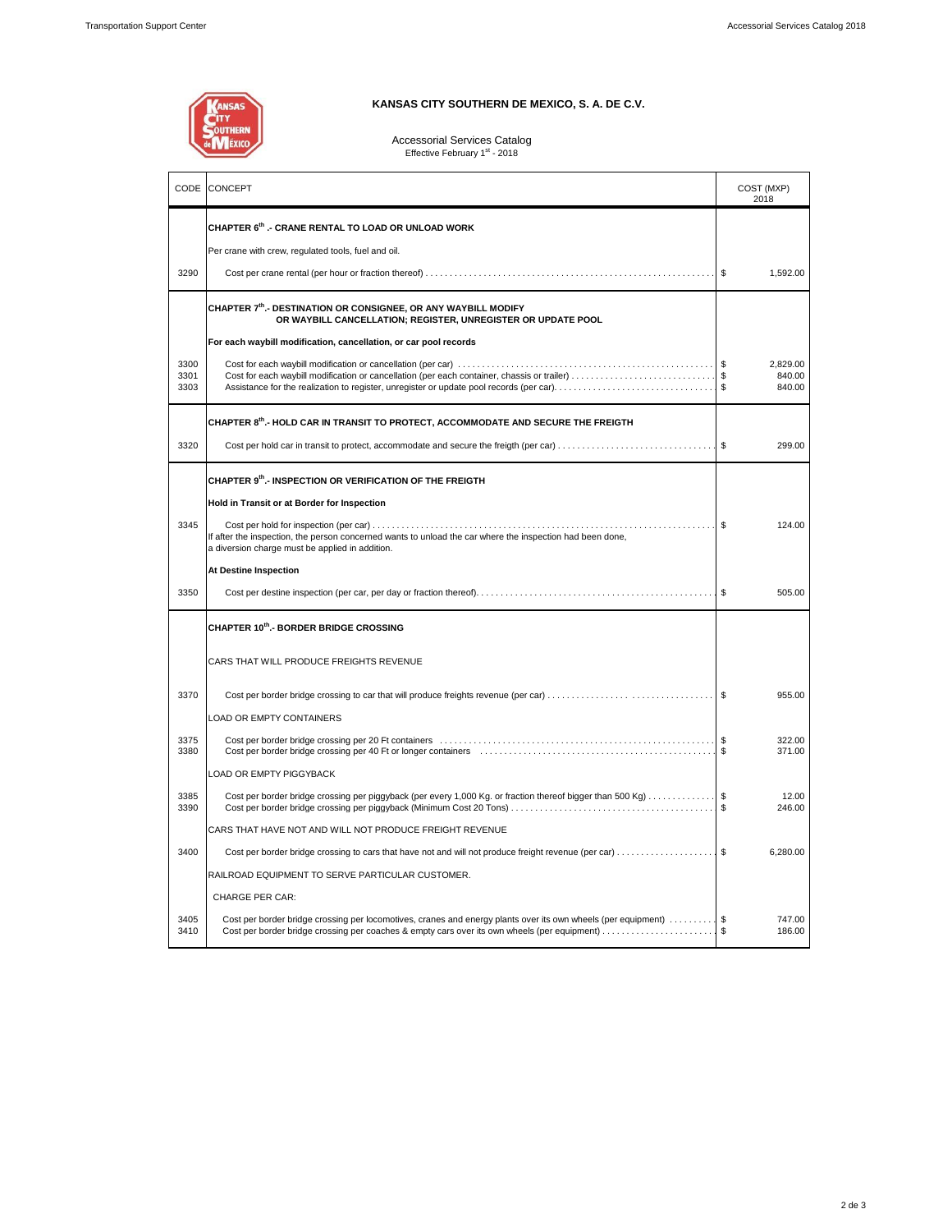**KANSAS CITY SOUTHERN DE MEXICO, S. A. DE C.V.**

Accessorial Services Catalog
Effective February 1[st] - 2018

| CODE | CONCEPT | COST (MXP) 2018 |
|---|---|---|
| | **CHAPTER 6[th] .- CRANE RENTAL TO LOAD OR UNLOAD WORK** | |
| | Per crane with crew, regulated tools, fuel and oil. | |
| 3290 | Cost per crane rental (per hour or fraction thereof) | $ 1,592.00 |
| | **CHAPTER 7[th].- DESTINATION OR CONSIGNEE, OR ANY WAYBILL MODIFY OR WAYBILL CANCELLATION; REGISTER, UNREGISTER OR UPDATE POOL** | |
| | **For each waybill modification, cancellation, or car pool records** | |
| 3300 | Cost for each waybill modification or cancellation (per car) | $ 2,829.00 |
| 3301 | Cost for each waybill modification or cancellation (per each container, chassis or trailer) | $ 840.00 |
| 3303 | Assistance for the realization to register, unregister or update pool records (per car). | $ 840.00 |
| | **CHAPTER 8[th].- HOLD CAR IN TRANSIT TO PROTECT, ACCOMMODATE AND SECURE THE FREIGTH** | |
| 3320 | Cost per hold car in transit to protect, accommodate and secure the freigth (per car) | $ 299.00 |
| | **CHAPTER 9[th].- INSPECTION OR VERIFICATION OF THE FREIGTH** | |
| | **Hold in Transit or at Border for Inspection** | |
| 3345 | Cost per hold for inspection (per car)<br>If after the inspection, the person concerned wants to unload the car where the inspection had been done, a diversion charge must be applied in addition. | $ 124.00 |
| | **At Destine Inspection** | |
| 3350 | Cost per destine inspection (per car, per day or fraction thereof). | $ 505.00 |
| | **CHAPTER 10[th].- BORDER BRIDGE CROSSING** | |
| | CARS THAT WILL PRODUCE FREIGHTS REVENUE | |
| 3370 | Cost per border bridge crossing to car that will produce freights revenue (per car) | $ 955.00 |
| | LOAD OR EMPTY CONTAINERS | |
| 3375 | Cost per border bridge crossing per 20 Ft containers | $ 322.00 |
| 3380 | Cost per border bridge crossing per 40 Ft or longer containers | $ 371.00 |
| | LOAD OR EMPTY PIGGYBACK | |
| 3385 | Cost per border bridge crossing per piggyback (per every 1,000 Kg. or fraction thereof bigger than 500 Kg) | $ 12.00 |
| 3390 | Cost per border bridge crossing per piggyback (Minimum Cost 20 Tons) | $ 246.00 |
| | CARS THAT HAVE NOT AND WILL NOT PRODUCE FREIGHT REVENUE | |
| 3400 | Cost per border bridge crossing to cars that have not and will not produce freight revenue (per car) | $ 6,280.00 |
| | RAILROAD EQUIPMENT TO SERVE PARTICULAR CUSTOMER. | |
| | CHARGE PER CAR: | |
| 3405 | Cost per border bridge crossing per locomotives, cranes and energy plants over its own wheels (per equipment) | $ 747.00 |
| 3410 | Cost per border bridge crossing per coaches & empty cars over its own wheels (per equipment) | $ 186.00 |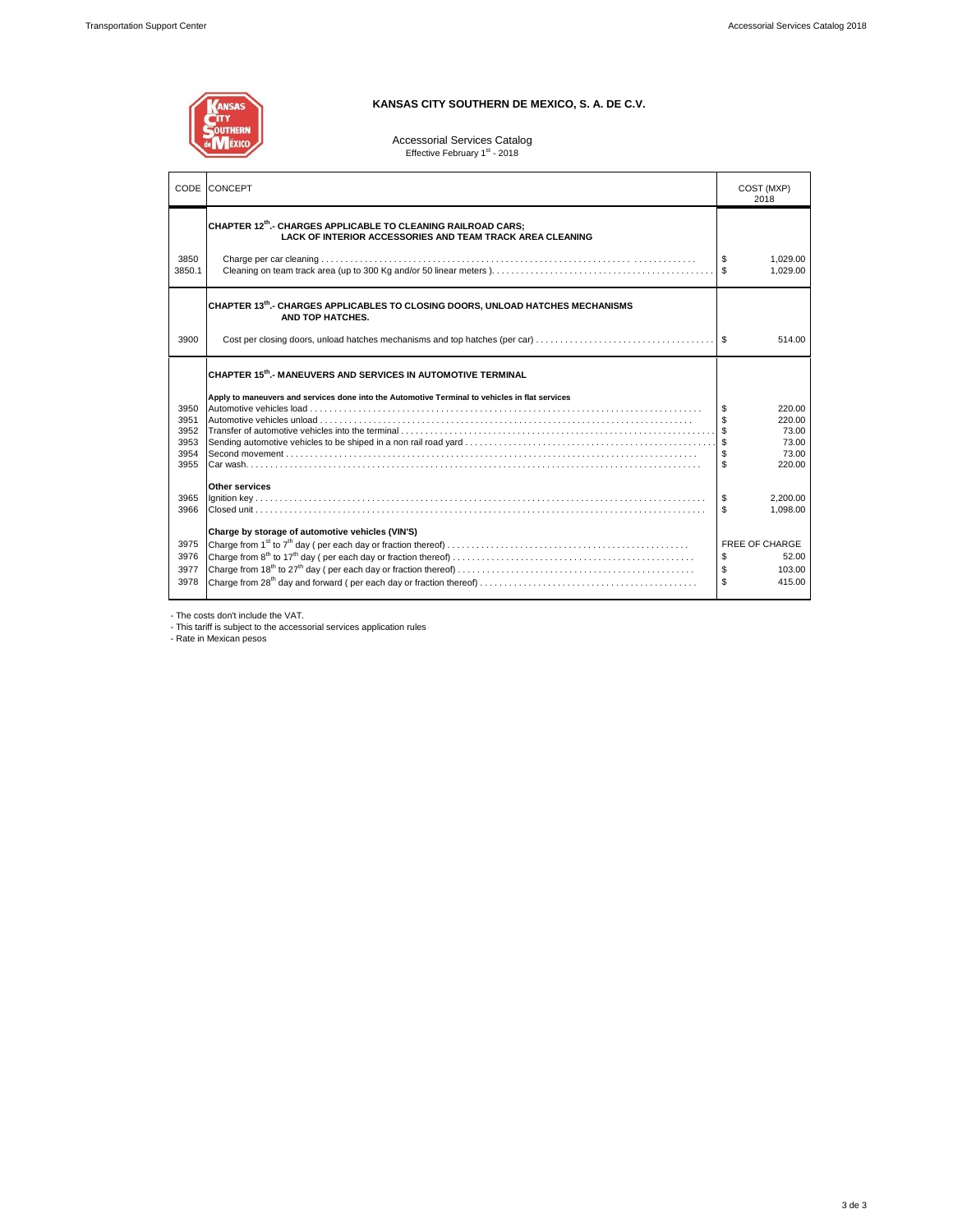# KANSAS CITY SOUTHERN DE MEXICO, S. A. DE C.V.

Accessorial Services Catalog
Effective February 1st - 2018

| CODE | CONCEPT | COST (MXP) 2018 |
|---|---|---|
| | **CHAPTER 12th.- CHARGES APPLICABLE TO CLEANING RAILROAD CARS; LACK OF INTERIOR ACCESSORIES AND TEAM TRACK AREA CLEANING** | |
| 3850 | Charge per car cleaning | $ 1,029.00 |
| 3850.1 | Cleaning on team track area (up to 300 Kg and/or 50 linear meters ). | $ 1,029.00 |
| | **CHAPTER 13th.- CHARGES APPLICABLES TO CLOSING DOORS, UNLOAD HATCHES MECHANISMS AND TOP HATCHES.** | |
| 3900 | Cost per closing doors, unload hatches mechanisms and top hatches (per car) | $ 514.00 |
| | **CHAPTER 15th.- MANEUVERS AND SERVICES IN AUTOMOTIVE TERMINAL** | |
| | **Apply to maneuvers and services done into the Automotive Terminal to vehicles in flat services** | |
| 3950 | Automotive vehicles load | $ 220.00 |
| 3951 | Automotive vehicles unload | $ 220.00 |
| 3952 | Transfer of automotive vehicles into the terminal | $ 73.00 |
| 3953 | Sending automotive vehicles to be shiped in a non rail road yard | $ 73.00 |
| 3954 | Second movement | $ 73.00 |
| 3955 | Car wash. | $ 220.00 |
| | **Other services** | |
| 3965 | Ignition key | $ 2,200.00 |
| 3966 | Closed unit | $ 1,098.00 |
| | **Charge by storage of automotive vehicles (VIN'S)** | |
| 3975 | Charge from 1st to 7th day ( per each day or fraction thereof) | FREE OF CHARGE |
| 3976 | Charge from 8th to 17th day ( per each day or fraction thereof) | $ 52.00 |
| 3977 | Charge from 18th to 27th day ( per each day or fraction thereof) | $ 103.00 |
| 3978 | Charge from 28th day and forward ( per each day or fraction thereof) | $ 415.00 |

- The costs don't include the VAT.
- This tariff is subject to the accessorial services application rules
- Rate in Mexican pesos